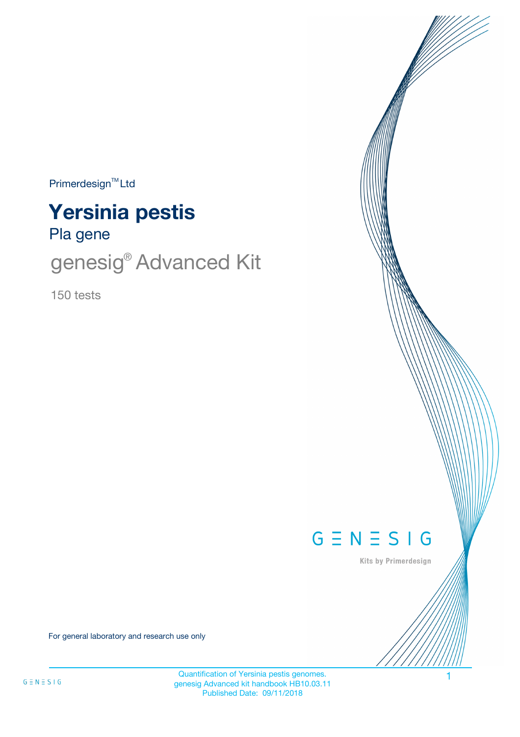Primerdesign™ Ltd

# Yersinia pestis

## Pla gene

## genesig® Advanced Kit

150 tests

For general laboratory and research use only

Quantification of Yersinia pestis genomes.
genesig Advanced kit handbook HB10.03.11
Published Date: 09/11/2018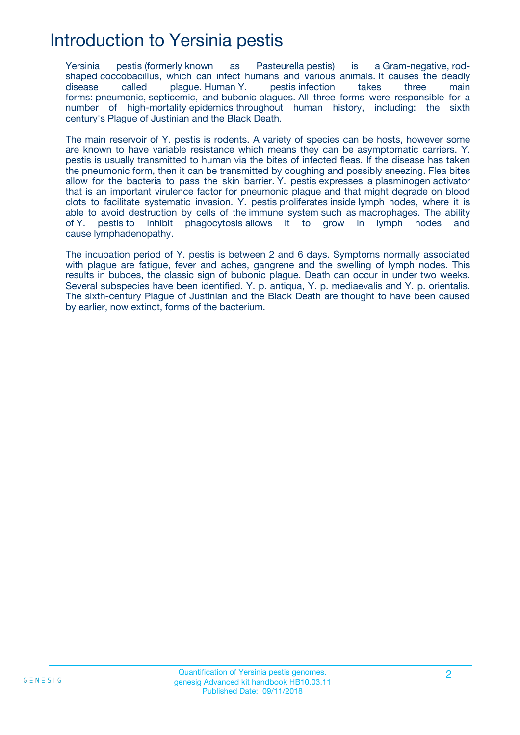# Introduction to Yersinia pestis

Yersinia pestis (formerly known as Pasteurella pestis) is a Gram-negative, rod-shaped coccobacillus, which can infect humans and various animals. It causes the deadly disease called plague. Human Y. pestis infection takes three main forms: pneumonic, septicemic, and bubonic plagues. All three forms were responsible for a number of high-mortality epidemics throughout human history, including: the sixth century's Plague of Justinian and the Black Death.

The main reservoir of Y. pestis is rodents. A variety of species can be hosts, however some are known to have variable resistance which means they can be asymptomatic carriers. Y. pestis is usually transmitted to human via the bites of infected fleas. If the disease has taken the pneumonic form, then it can be transmitted by coughing and possibly sneezing. Flea bites allow for the bacteria to pass the skin barrier. Y. pestis expresses a plasminogen activator that is an important virulence factor for pneumonic plague and that might degrade on blood clots to facilitate systematic invasion. Y. pestis proliferates inside lymph nodes, where it is able to avoid destruction by cells of the immune system such as macrophages. The ability of Y. pestis to inhibit phagocytosis allows it to grow in lymph nodes and cause lymphadenopathy.

The incubation period of Y. pestis is between 2 and 6 days. Symptoms normally associated with plague are fatigue, fever and aches, gangrene and the swelling of lymph nodes. This results in buboes, the classic sign of bubonic plague. Death can occur in under two weeks. Several subspecies have been identified. Y. p. antiqua, Y. p. mediaevalis and Y. p. orientalis. The sixth-century Plague of Justinian and the Black Death are thought to have been caused by earlier, now extinct, forms of the bacterium.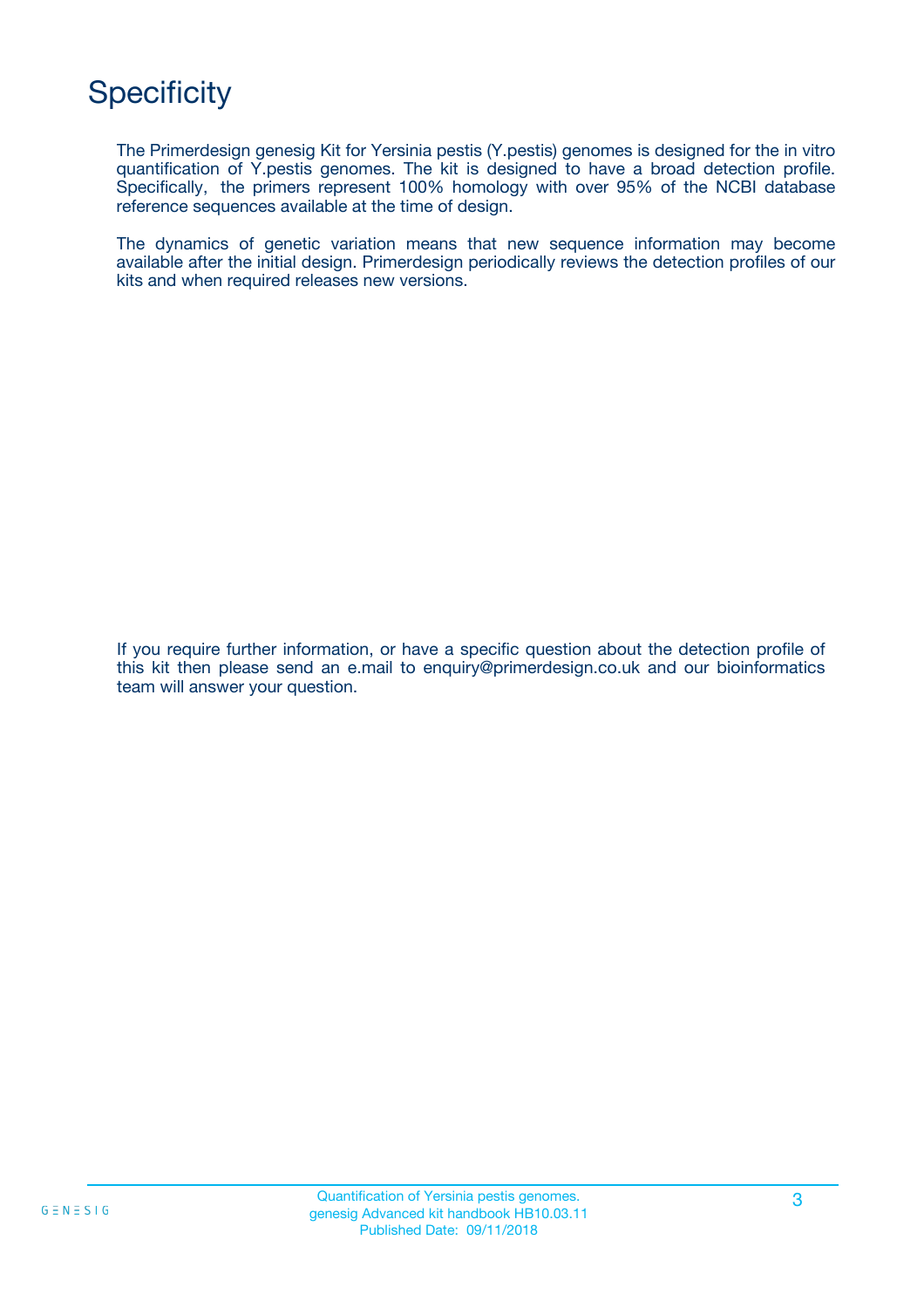# Specificity

The Primerdesign genesig Kit for Yersinia pestis (Y.pestis) genomes is designed for the in vitro quantification of Y.pestis genomes. The kit is designed to have a broad detection profile. Specifically, the primers represent 100% homology with over 95% of the NCBI database reference sequences available at the time of design.

The dynamics of genetic variation means that new sequence information may become available after the initial design. Primerdesign periodically reviews the detection profiles of our kits and when required releases new versions.

If you require further information, or have a specific question about the detection profile of this kit then please send an e.mail to enquiry@primerdesign.co.uk and our bioinformatics team will answer your question.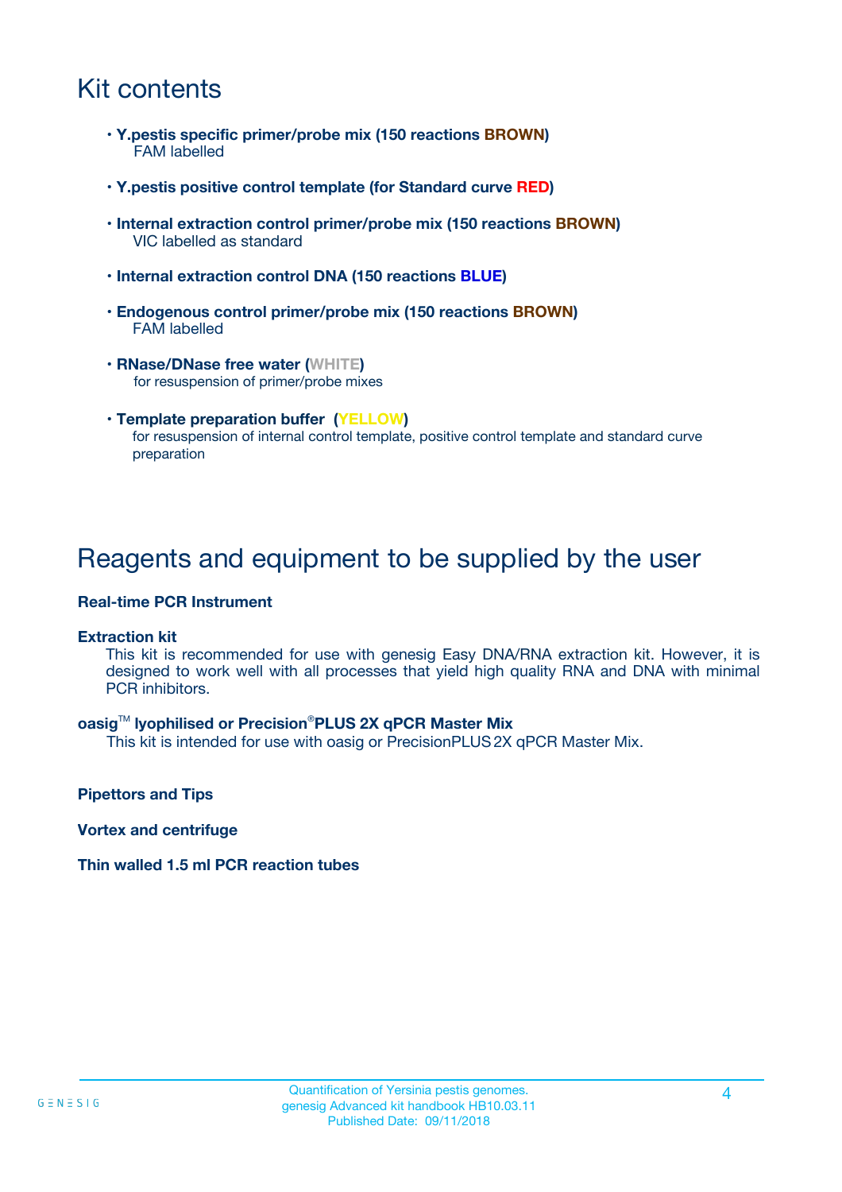# Kit contents

- **Y.pestis specific primer/probe mix (150 reactions BROWN)**
  FAM labelled
- **Y.pestis positive control template (for Standard curve RED)**
- **Internal extraction control primer/probe mix (150 reactions BROWN)**
  VIC labelled as standard
- **Internal extraction control DNA (150 reactions BLUE)**
- **Endogenous control primer/probe mix (150 reactions BROWN)**
  FAM labelled
- **RNase/DNase free water (WHITE)**
  for resuspension of primer/probe mixes
- **Template preparation buffer (YELLOW)**
  for resuspension of internal control template, positive control template and standard curve preparation

# Reagents and equipment to be supplied by the user

**Real-time PCR Instrument**

**Extraction kit**

This kit is recommended for use with genesig Easy DNA/RNA extraction kit. However, it is designed to work well with all processes that yield high quality RNA and DNA with minimal PCR inhibitors.

**oasig™ lyophilised or Precision®PLUS 2X qPCR Master Mix**

This kit is intended for use with oasig or PrecisionPLUS 2X qPCR Master Mix.

**Pipettors and Tips**

**Vortex and centrifuge**

**Thin walled 1.5 ml PCR reaction tubes**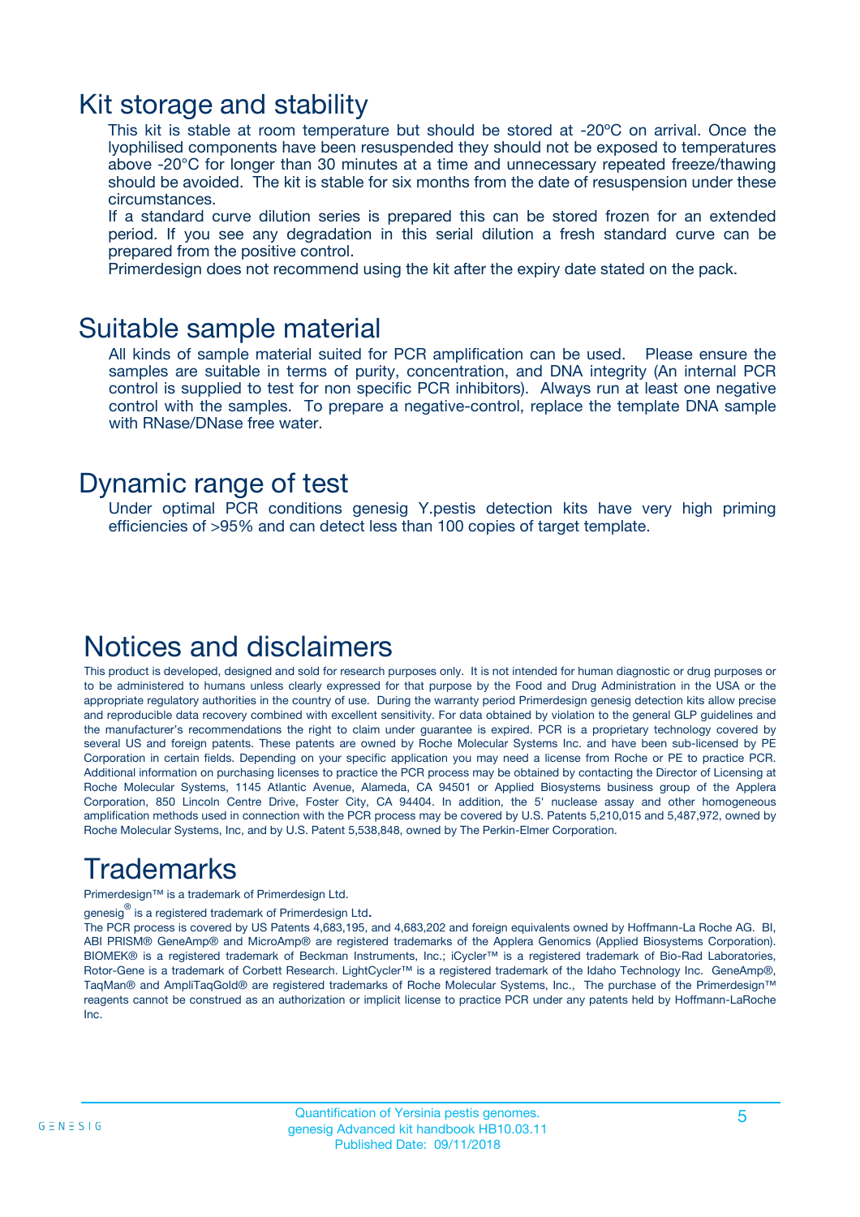# Kit storage and stability

This kit is stable at room temperature but should be stored at -20ºC on arrival. Once the lyophilised components have been resuspended they should not be exposed to temperatures above -20°C for longer than 30 minutes at a time and unnecessary repeated freeze/thawing should be avoided. The kit is stable for six months from the date of resuspension under these circumstances.

If a standard curve dilution series is prepared this can be stored frozen for an extended period. If you see any degradation in this serial dilution a fresh standard curve can be prepared from the positive control.

Primerdesign does not recommend using the kit after the expiry date stated on the pack.

# Suitable sample material

All kinds of sample material suited for PCR amplification can be used. Please ensure the samples are suitable in terms of purity, concentration, and DNA integrity (An internal PCR control is supplied to test for non specific PCR inhibitors). Always run at least one negative control with the samples. To prepare a negative-control, replace the template DNA sample with RNase/DNase free water.

# Dynamic range of test

Under optimal PCR conditions genesig Y.pestis detection kits have very high priming efficiencies of >95% and can detect less than 100 copies of target template.

# Notices and disclaimers

This product is developed, designed and sold for research purposes only. It is not intended for human diagnostic or drug purposes or to be administered to humans unless clearly expressed for that purpose by the Food and Drug Administration in the USA or the appropriate regulatory authorities in the country of use. During the warranty period Primerdesign genesig detection kits allow precise and reproducible data recovery combined with excellent sensitivity. For data obtained by violation to the general GLP guidelines and the manufacturer's recommendations the right to claim under guarantee is expired. PCR is a proprietary technology covered by several US and foreign patents. These patents are owned by Roche Molecular Systems Inc. and have been sub-licensed by PE Corporation in certain fields. Depending on your specific application you may need a license from Roche or PE to practice PCR. Additional information on purchasing licenses to practice the PCR process may be obtained by contacting the Director of Licensing at Roche Molecular Systems, 1145 Atlantic Avenue, Alameda, CA 94501 or Applied Biosystems business group of the Applera Corporation, 850 Lincoln Centre Drive, Foster City, CA 94404. In addition, the 5' nuclease assay and other homogeneous amplification methods used in connection with the PCR process may be covered by U.S. Patents 5,210,015 and 5,487,972, owned by Roche Molecular Systems, Inc, and by U.S. Patent 5,538,848, owned by The Perkin-Elmer Corporation.

# Trademarks

Primerdesign™ is a trademark of Primerdesign Ltd.

genesig® is a registered trademark of Primerdesign Ltd.

The PCR process is covered by US Patents 4,683,195, and 4,683,202 and foreign equivalents owned by Hoffmann-La Roche AG. BI, ABI PRISM® GeneAmp® and MicroAmp® are registered trademarks of the Applera Genomics (Applied Biosystems Corporation). BIOMEK® is a registered trademark of Beckman Instruments, Inc.; iCycler™ is a registered trademark of Bio-Rad Laboratories, Rotor-Gene is a trademark of Corbett Research. LightCycler™ is a registered trademark of the Idaho Technology Inc. GeneAmp®, TaqMan® and AmpliTaqGold® are registered trademarks of Roche Molecular Systems, Inc., The purchase of the Primerdesign™ reagents cannot be construed as an authorization or implicit license to practice PCR under any patents held by Hoffmann-LaRoche Inc.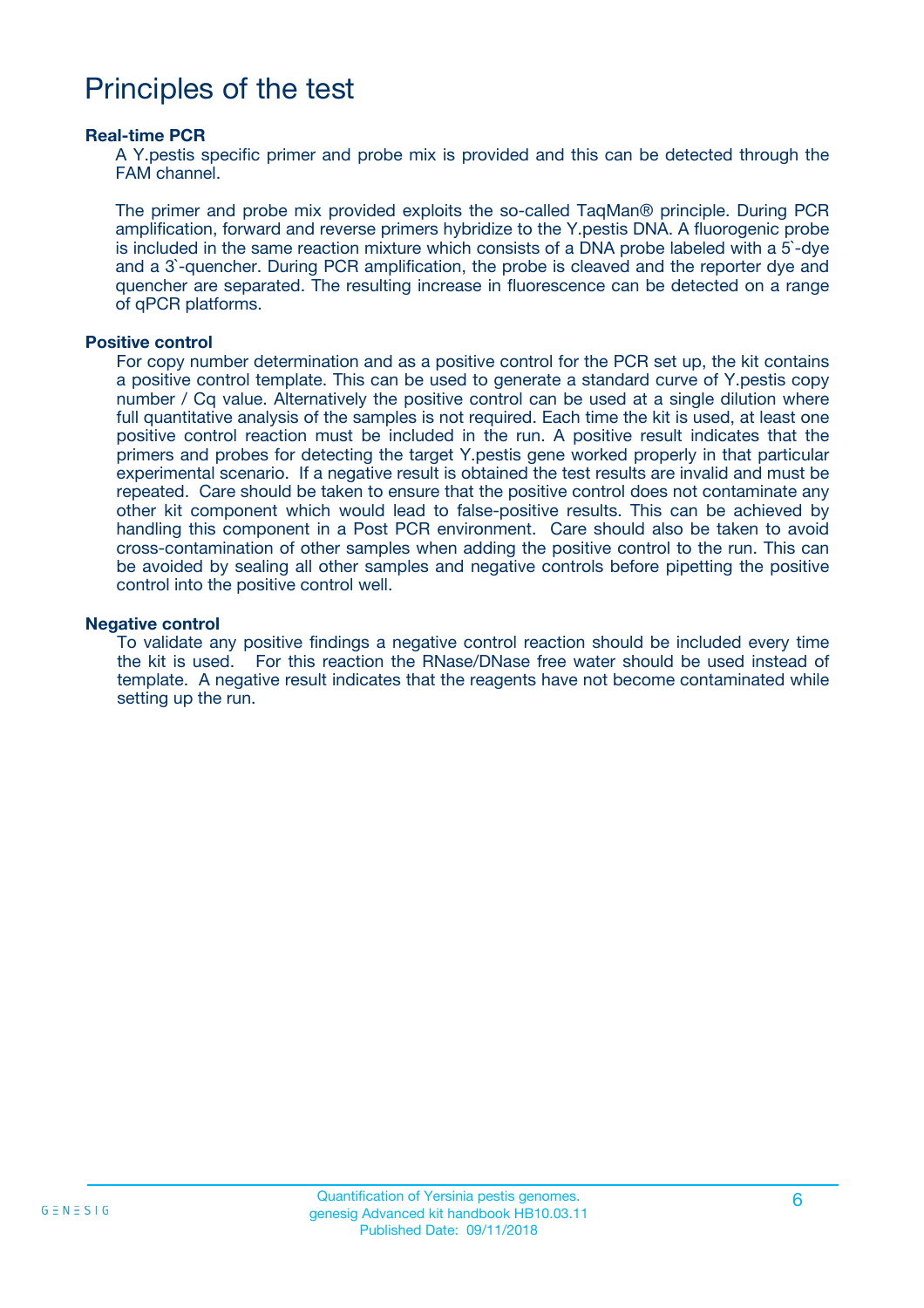# Principles of the test

### Real-time PCR

A Y.pestis specific primer and probe mix is provided and this can be detected through the FAM channel.

The primer and probe mix provided exploits the so-called TaqMan® principle. During PCR amplification, forward and reverse primers hybridize to the Y.pestis DNA. A fluorogenic probe is included in the same reaction mixture which consists of a DNA probe labeled with a 5`-dye and a 3`-quencher. During PCR amplification, the probe is cleaved and the reporter dye and quencher are separated. The resulting increase in fluorescence can be detected on a range of qPCR platforms.

### Positive control

For copy number determination and as a positive control for the PCR set up, the kit contains a positive control template. This can be used to generate a standard curve of Y.pestis copy number / Cq value. Alternatively the positive control can be used at a single dilution where full quantitative analysis of the samples is not required. Each time the kit is used, at least one positive control reaction must be included in the run. A positive result indicates that the primers and probes for detecting the target Y.pestis gene worked properly in that particular experimental scenario. If a negative result is obtained the test results are invalid and must be repeated. Care should be taken to ensure that the positive control does not contaminate any other kit component which would lead to false-positive results. This can be achieved by handling this component in a Post PCR environment. Care should also be taken to avoid cross-contamination of other samples when adding the positive control to the run. This can be avoided by sealing all other samples and negative controls before pipetting the positive control into the positive control well.

### Negative control

To validate any positive findings a negative control reaction should be included every time the kit is used. For this reaction the RNase/DNase free water should be used instead of template. A negative result indicates that the reagents have not become contaminated while setting up the run.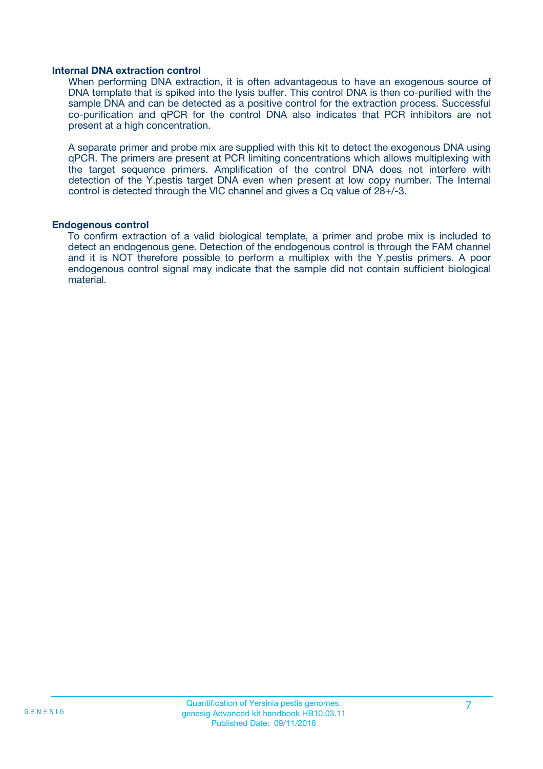### Internal DNA extraction control

When performing DNA extraction, it is often advantageous to have an exogenous source of DNA template that is spiked into the lysis buffer. This control DNA is then co-purified with the sample DNA and can be detected as a positive control for the extraction process. Successful co-purification and qPCR for the control DNA also indicates that PCR inhibitors are not present at a high concentration.

A separate primer and probe mix are supplied with this kit to detect the exogenous DNA using qPCR. The primers are present at PCR limiting concentrations which allows multiplexing with the target sequence primers. Amplification of the control DNA does not interfere with detection of the Y.pestis target DNA even when present at low copy number. The Internal control is detected through the VIC channel and gives a Cq value of 28+/-3.

### Endogenous control

To confirm extraction of a valid biological template, a primer and probe mix is included to detect an endogenous gene. Detection of the endogenous control is through the FAM channel and it is NOT therefore possible to perform a multiplex with the Y.pestis primers. A poor endogenous control signal may indicate that the sample did not contain sufficient biological material.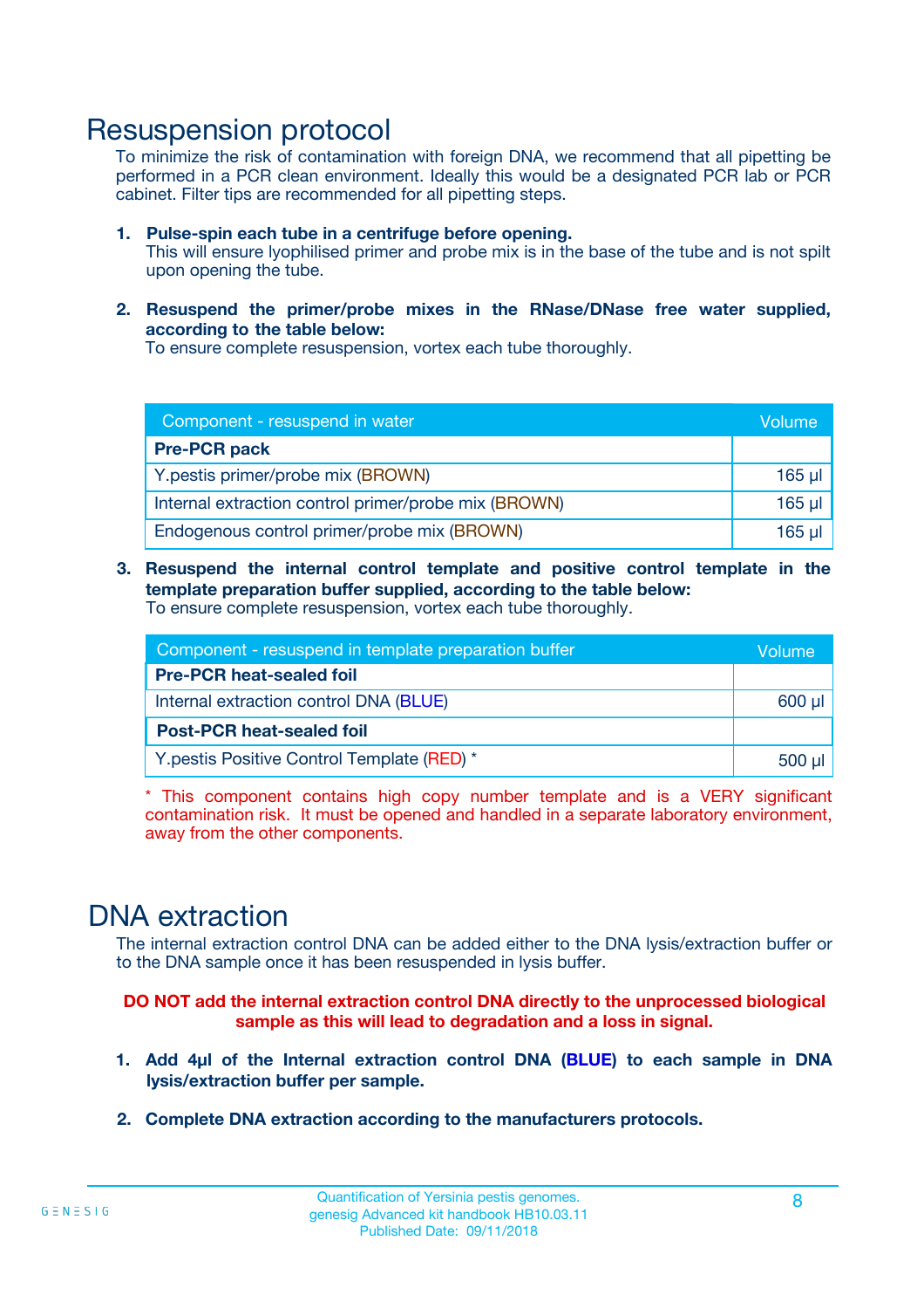# Resuspension protocol

To minimize the risk of contamination with foreign DNA, we recommend that all pipetting be performed in a PCR clean environment. Ideally this would be a designated PCR lab or PCR cabinet. Filter tips are recommended for all pipetting steps.

1. **Pulse-spin each tube in a centrifuge before opening.**
   This will ensure lyophilised primer and probe mix is in the base of the tube and is not spilt upon opening the tube.

2. **Resuspend the primer/probe mixes in the RNase/DNase free water supplied, according to the table below:**
   To ensure complete resuspension, vortex each tube thoroughly.

| Component - resuspend in water | Volume |
|---|---|
| **Pre-PCR pack** | |
| Y.pestis primer/probe mix (BROWN) | 165 µl |
| Internal extraction control primer/probe mix (BROWN) | 165 µl |
| Endogenous control primer/probe mix (BROWN) | 165 µl |

3. **Resuspend the internal control template and positive control template in the template preparation buffer supplied, according to the table below:**
   To ensure complete resuspension, vortex each tube thoroughly.

| Component - resuspend in template preparation buffer | Volume |
|---|---|
| **Pre-PCR heat-sealed foil** | |
| Internal extraction control DNA (BLUE) | 600 µl |
| **Post-PCR heat-sealed foil** | |
| Y.pestis Positive Control Template (RED) * | 500 µl |

\* This component contains high copy number template and is a VERY significant contamination risk. It must be opened and handled in a separate laboratory environment, away from the other components.

# DNA extraction

The internal extraction control DNA can be added either to the DNA lysis/extraction buffer or to the DNA sample once it has been resuspended in lysis buffer.

**DO NOT add the internal extraction control DNA directly to the unprocessed biological sample as this will lead to degradation and a loss in signal.**

1. **Add 4µl of the Internal extraction control DNA (BLUE) to each sample in DNA lysis/extraction buffer per sample.**

2. **Complete DNA extraction according to the manufacturers protocols.**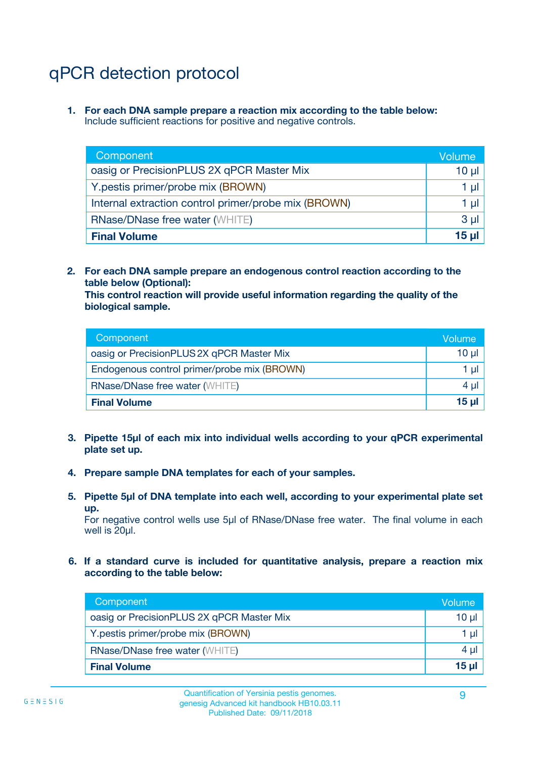# qPCR detection protocol

1. **For each DNA sample prepare a reaction mix according to the table below:**
   Include sufficient reactions for positive and negative controls.

| Component | Volume |
|---|---|
| oasig or PrecisionPLUS 2X qPCR Master Mix | 10 µl |
| Y.pestis primer/probe mix (BROWN) | 1 µl |
| Internal extraction control primer/probe mix (BROWN) | 1 µl |
| RNase/DNase free water (WHITE) | 3 µl |
| **Final Volume** | **15 µl** |

2. **For each DNA sample prepare an endogenous control reaction according to the table below (Optional):**
   **This control reaction will provide useful information regarding the quality of the biological sample.**

| Component | Volume |
|---|---|
| oasig or PrecisionPLUS 2X qPCR Master Mix | 10 µl |
| Endogenous control primer/probe mix (BROWN) | 1 µl |
| RNase/DNase free water (WHITE) | 4 µl |
| **Final Volume** | **15 µl** |

3. **Pipette 15µl of each mix into individual wells according to your qPCR experimental plate set up.**

4. **Prepare sample DNA templates for each of your samples.**

5. **Pipette 5µl of DNA template into each well, according to your experimental plate set up.**
   For negative control wells use 5µl of RNase/DNase free water. The final volume in each well is 20µl.

6. **If a standard curve is included for quantitative analysis, prepare a reaction mix according to the table below:**

| Component | Volume |
|---|---|
| oasig or PrecisionPLUS 2X qPCR Master Mix | 10 µl |
| Y.pestis primer/probe mix (BROWN) | 1 µl |
| RNase/DNase free water (WHITE) | 4 µl |
| **Final Volume** | **15 µl** |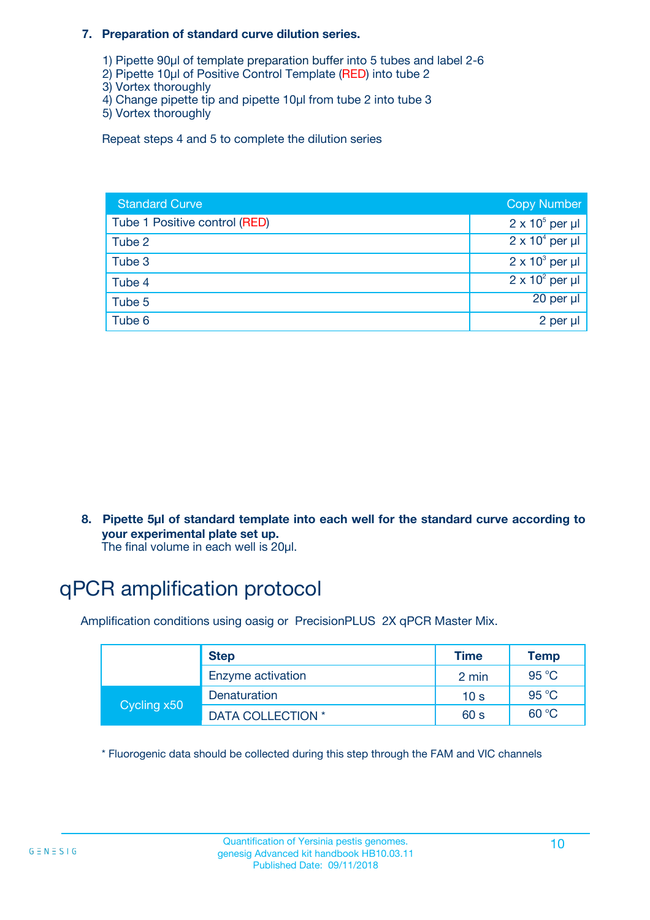**7. Preparation of standard curve dilution series.**

1) Pipette 90µl of template preparation buffer into 5 tubes and label 2-6
2) Pipette 10µl of Positive Control Template (RED) into tube 2
3) Vortex thoroughly
4) Change pipette tip and pipette 10µl from tube 2 into tube 3
5) Vortex thoroughly

Repeat steps 4 and 5 to complete the dilution series

| Standard Curve | Copy Number |
|---|---|
| Tube 1 Positive control (RED) | $2 \times 10^5$ per µl |
| Tube 2 | $2 \times 10^4$ per µl |
| Tube 3 | $2 \times 10^3$ per µl |
| Tube 4 | $2 \times 10^2$ per µl |
| Tube 5 | 20 per µl |
| Tube 6 | 2 per µl |

**8. Pipette 5µl of standard template into each well for the standard curve according to your experimental plate set up.**
The final volume in each well is 20µl.

# qPCR amplification protocol

Amplification conditions using oasig or PrecisionPLUS 2X qPCR Master Mix.

| | Step | Time | Temp |
|---|---|---|---|
| | Enzyme activation | 2 min | 95 °C |
| Cycling x50 | Denaturation | 10 s | 95 °C |
| | DATA COLLECTION * | 60 s | 60 °C |

* Fluorogenic data should be collected during this step through the FAM and VIC channels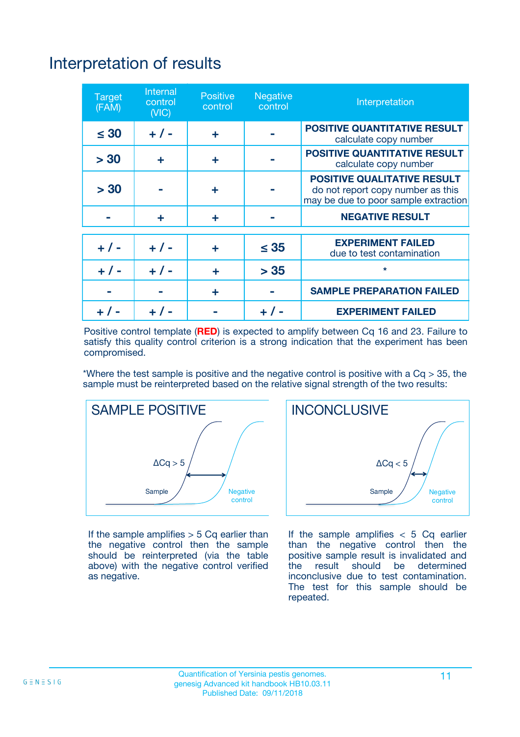# Interpretation of results

| Target (FAM) | Internal control (VIC) | Positive control | Negative control | Interpretation |
|---|---|---|---|---|
| ≤ 30 | + / - | + | - | **POSITIVE QUANTITATIVE RESULT** calculate copy number |
| > 30 | + | + | - | **POSITIVE QUANTITATIVE RESULT** calculate copy number |
| > 30 | - | + | - | **POSITIVE QUALITATIVE RESULT** do not report copy number as this may be due to poor sample extraction |
| - | + | + | - | **NEGATIVE RESULT** |
| + / - | + / - | + | ≤ 35 | **EXPERIMENT FAILED** due to test contamination |
| + / - | + / - | + | > 35 | * |
| - | - | + | - | **SAMPLE PREPARATION FAILED** |
| + / - | + / - | - | + / - | **EXPERIMENT FAILED** |

Positive control template (**RED**) is expected to amplify between Cq 16 and 23. Failure to satisfy this quality control criterion is a strong indication that the experiment has been compromised.

*Where the test sample is positive and the negative control is positive with a Cq > 35, the sample must be reinterpreted based on the relative signal strength of the two results:

**SAMPLE POSITIVE**

ΔCq > 5

Sample

Negative control

If the sample amplifies > 5 Cq earlier than the negative control then the sample should be reinterpreted (via the table above) with the negative control verified as negative.

**INCONCLUSIVE**

ΔCq < 5

Sample

Negative control

If the sample amplifies < 5 Cq earlier than the negative control then the positive sample result is invalidated and the result should be determined inconclusive due to test contamination. The test for this sample should be repeated.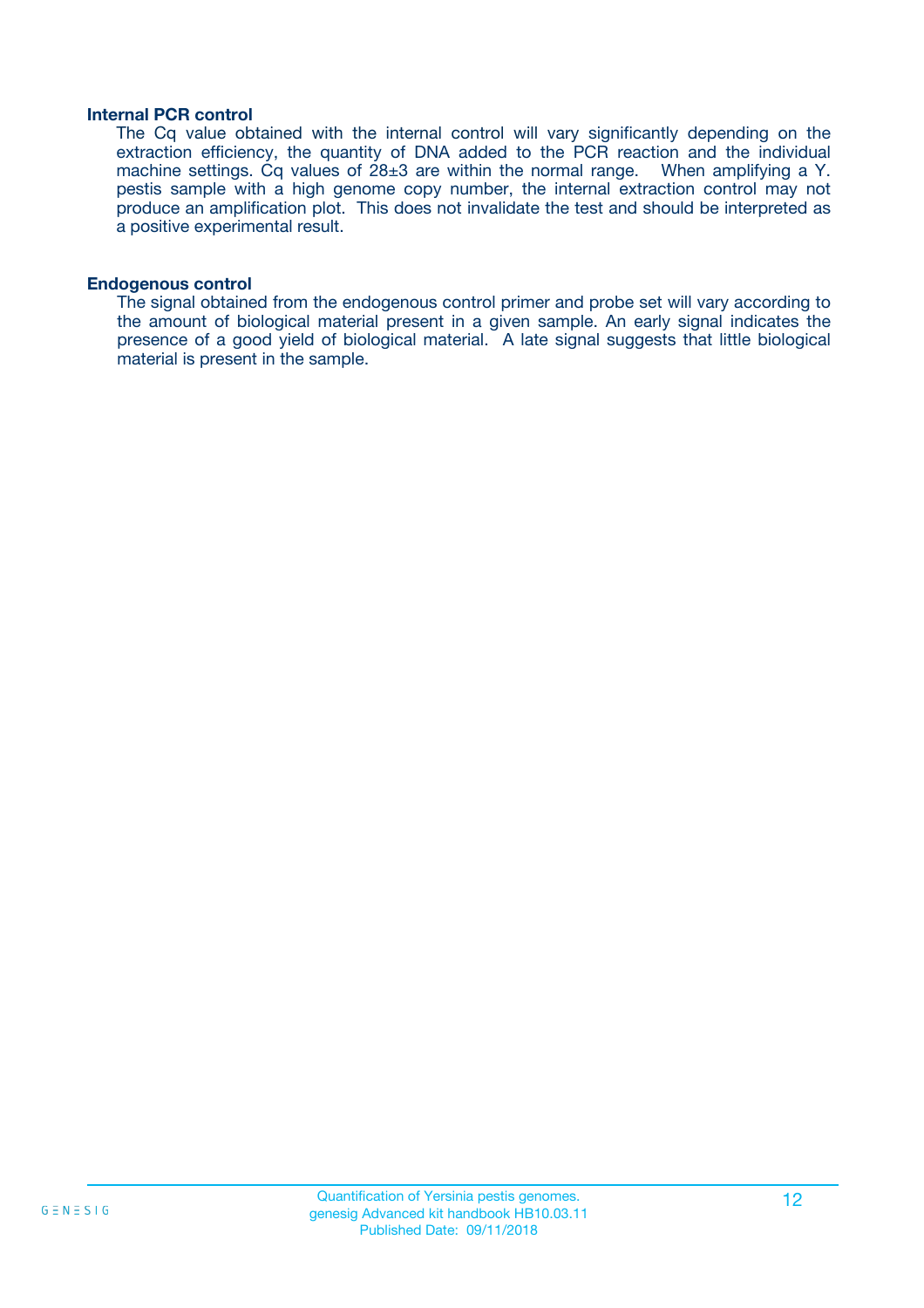### Internal PCR control

The Cq value obtained with the internal control will vary significantly depending on the extraction efficiency, the quantity of DNA added to the PCR reaction and the individual machine settings. Cq values of 28±3 are within the normal range. When amplifying a Y. pestis sample with a high genome copy number, the internal extraction control may not produce an amplification plot. This does not invalidate the test and should be interpreted as a positive experimental result.

### Endogenous control

The signal obtained from the endogenous control primer and probe set will vary according to the amount of biological material present in a given sample. An early signal indicates the presence of a good yield of biological material. A late signal suggests that little biological material is present in the sample.